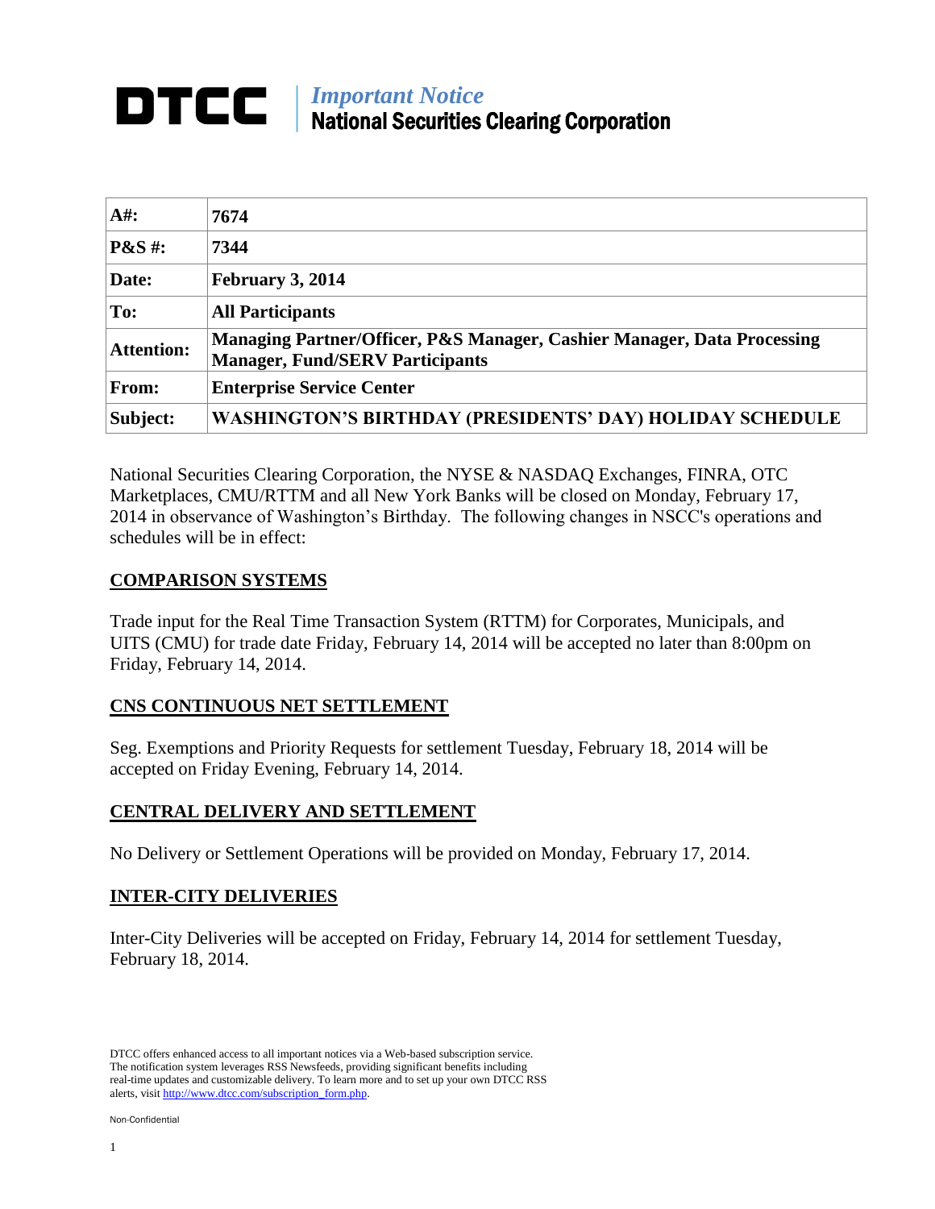# DTCC | *Important Notice* National Securities Clearing Corporation

| | |
|---|---|
| **A#:** | **7674** |
| **P&S #:** | **7344** |
| **Date:** | **February 3, 2014** |
| **To:** | **All Participants** |
| **Attention:** | **Managing Partner/Officer, P&S Manager, Cashier Manager, Data Processing Manager, Fund/SERV Participants** |
| **From:** | **Enterprise Service Center** |
| **Subject:** | **WASHINGTON'S BIRTHDAY (PRESIDENTS' DAY) HOLIDAY SCHEDULE** |

National Securities Clearing Corporation, the NYSE & NASDAQ Exchanges, FINRA, OTC Marketplaces, CMU/RTTM and all New York Banks will be closed on Monday, February 17, 2014 in observance of Washington's Birthday. The following changes in NSCC's operations and schedules will be in effect:

## COMPARISON SYSTEMS

Trade input for the Real Time Transaction System (RTTM) for Corporates, Municipals, and UITS (CMU) for trade date Friday, February 14, 2014 will be accepted no later than 8:00pm on Friday, February 14, 2014.

## CNS CONTINUOUS NET SETTLEMENT

Seg. Exemptions and Priority Requests for settlement Tuesday, February 18, 2014 will be accepted on Friday Evening, February 14, 2014.

## CENTRAL DELIVERY AND SETTLEMENT

No Delivery or Settlement Operations will be provided on Monday, February 17, 2014.

## INTER-CITY DELIVERIES

Inter-City Deliveries will be accepted on Friday, February 14, 2014 for settlement Tuesday, February 18, 2014.

DTCC offers enhanced access to all important notices via a Web-based subscription service. The notification system leverages RSS Newsfeeds, providing significant benefits including real-time updates and customizable delivery. To learn more and to set up your own DTCC RSS alerts, visit http://www.dtcc.com/subscription_form.php.

Non-Confidential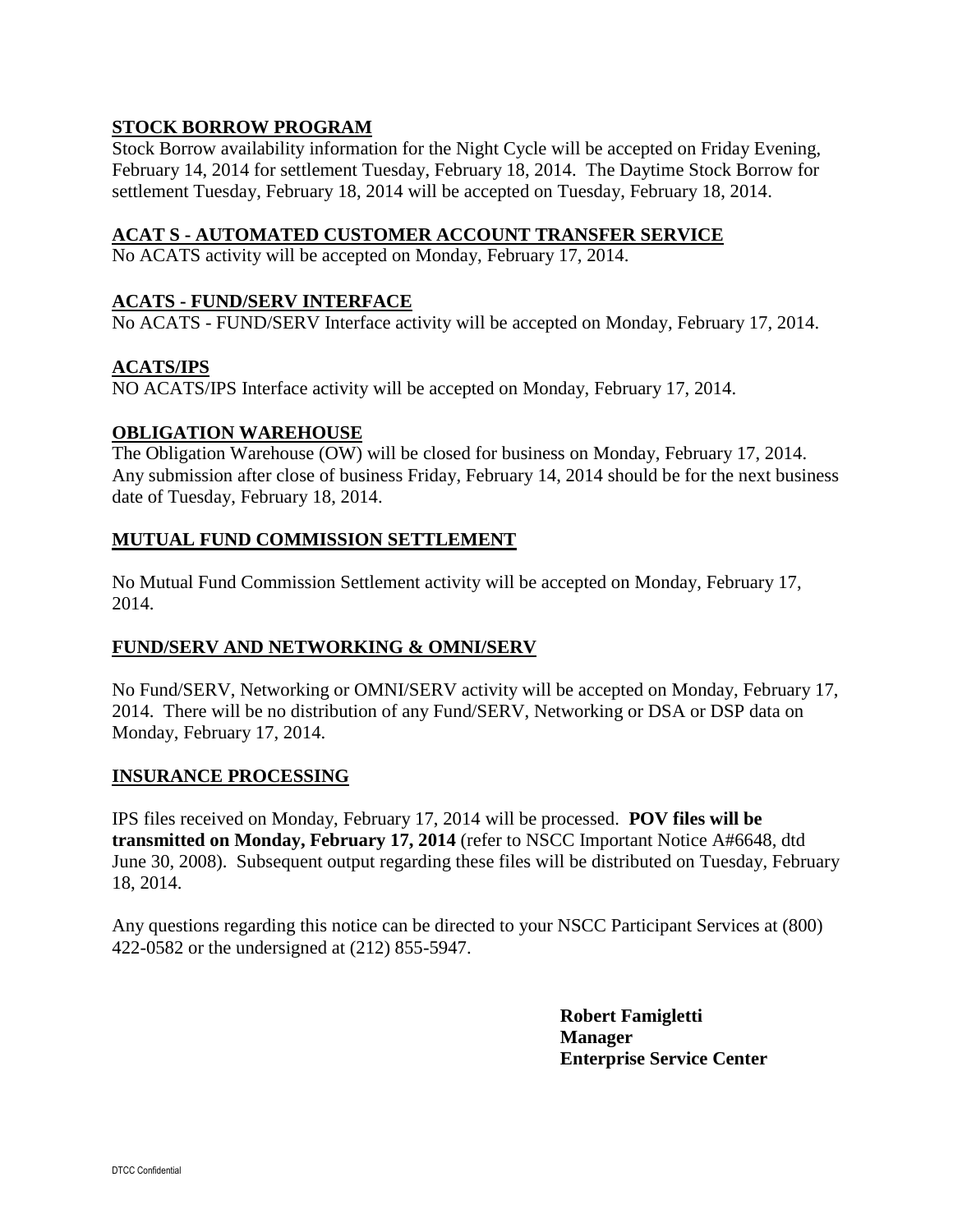## STOCK BORROW PROGRAM

Stock Borrow availability information for the Night Cycle will be accepted on Friday Evening, February 14, 2014 for settlement Tuesday, February 18, 2014. The Daytime Stock Borrow for settlement Tuesday, February 18, 2014 will be accepted on Tuesday, February 18, 2014.

## ACAT S - AUTOMATED CUSTOMER ACCOUNT TRANSFER SERVICE

No ACATS activity will be accepted on Monday, February 17, 2014.

## ACATS - FUND/SERV INTERFACE

No ACATS - FUND/SERV Interface activity will be accepted on Monday, February 17, 2014.

## ACATS/IPS

NO ACATS/IPS Interface activity will be accepted on Monday, February 17, 2014.

## OBLIGATION WAREHOUSE

The Obligation Warehouse (OW) will be closed for business on Monday, February 17, 2014. Any submission after close of business Friday, February 14, 2014 should be for the next business date of Tuesday, February 18, 2014.

## MUTUAL FUND COMMISSION SETTLEMENT

No Mutual Fund Commission Settlement activity will be accepted on Monday, February 17, 2014.

## FUND/SERV AND NETWORKING & OMNI/SERV

No Fund/SERV, Networking or OMNI/SERV activity will be accepted on Monday, February 17, 2014. There will be no distribution of any Fund/SERV, Networking or DSA or DSP data on Monday, February 17, 2014.

## INSURANCE PROCESSING

IPS files received on Monday, February 17, 2014 will be processed. **POV files will be transmitted on Monday, February 17, 2014** (refer to NSCC Important Notice A#6648, dtd June 30, 2008). Subsequent output regarding these files will be distributed on Tuesday, February 18, 2014.

Any questions regarding this notice can be directed to your NSCC Participant Services at (800) 422-0582 or the undersigned at (212) 855-5947.

**Robert Famigletti**
**Manager**
**Enterprise Service Center**

DTCC Confidential